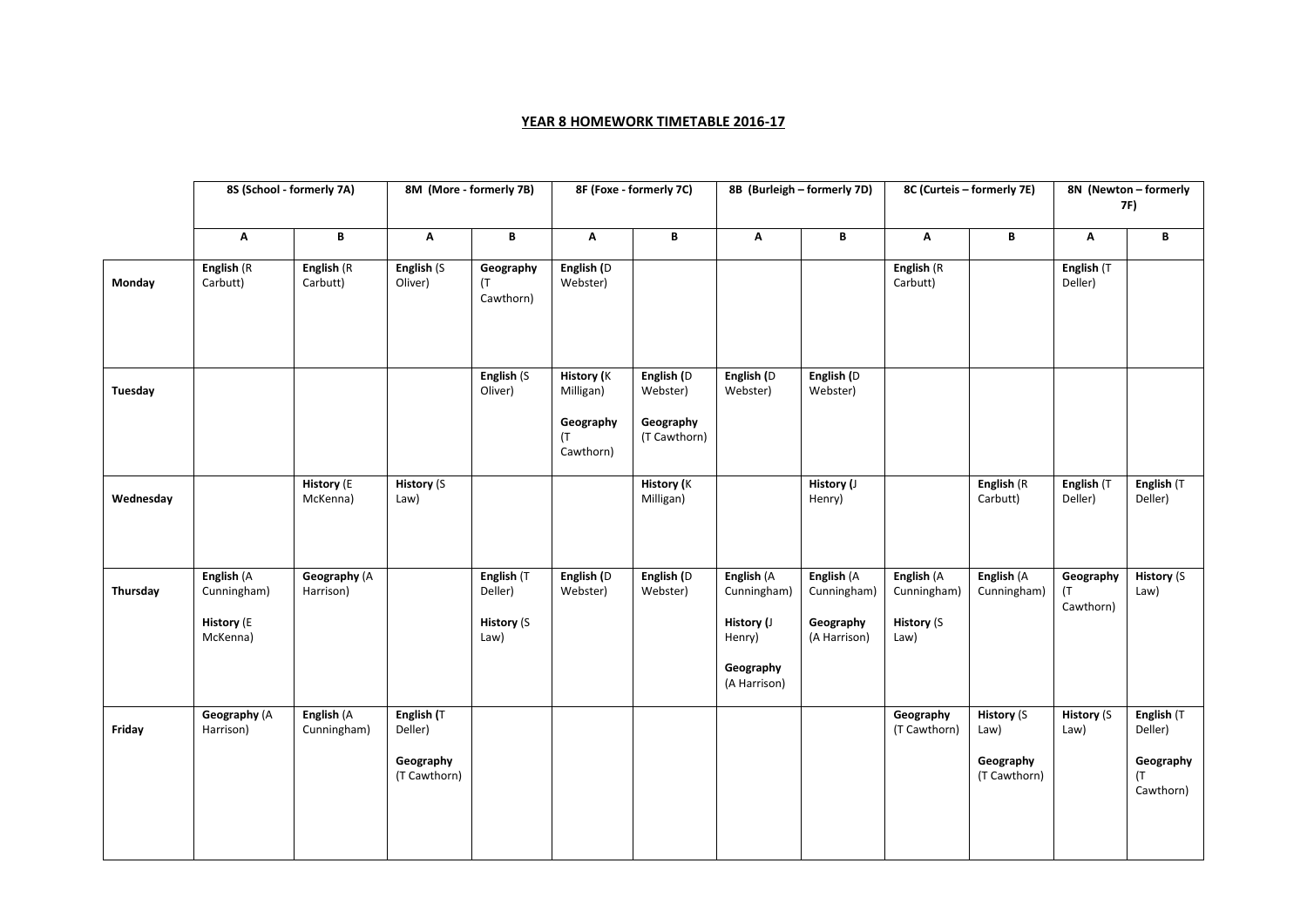# YEAR 8 HOMEWORK TIMETABLE 2016-17

| | 8S (School - formerly 7A) | | 8M (More - formerly 7B) | | 8F (Foxe - formerly 7C) | | 8B (Burleigh – formerly 7D) | | 8C (Curteis – formerly 7E) | | 8N (Newton – formerly 7F) | |
|---|---|---|---|---|---|---|---|---|---|---|---|---|
| | **A** | **B** | **A** | **B** | **A** | **B** | **A** | **B** | **A** | **B** | **A** | **B** |
| **Monday** | **English** (R Carbutt) | **English** (R Carbutt) | **English** (S Oliver) | **Geography** (T Cawthorn) | **English (**D Webster) | | | | **English** (R Carbutt) | | **English** (T Deller) | |
| **Tuesday** | | | | **English** (S Oliver) | **History (**K Milligan) **Geography** (T Cawthorn) | **English (**D Webster) **Geography** (T Cawthorn) | **English (**D Webster) | **English (**D Webster) | | | | |
| **Wednesday** | | **History** (E McKenna) | **History** (S Law) | | | **History (**K Milligan) | | **History (**J Henry) | | **English** (R Carbutt) | **English** (T Deller) | **English** (T Deller) |
| **Thursday** | **English** (A Cunningham) **History** (E McKenna) | **Geography** (A Harrison) | | **English** (T Deller) **History** (S Law) | **English (**D Webster) | **English (**D Webster) | **English** (A Cunningham) **History (**J Henry) **Geography** (A Harrison) | **English** (A Cunningham) **Geography** (A Harrison) | **English** (A Cunningham) **History** (S Law) | **English** (A Cunningham) | **Geography** (T Cawthorn) | **History** (S Law) |
| **Friday** | **Geography** (A Harrison) | **English** (A Cunningham) | **English (**T Deller) **Geography** (T Cawthorn) | | | | | | **Geography** (T Cawthorn) | **History** (S Law) **Geography** (T Cawthorn) | **History** (S Law) | **English** (T Deller) **Geography** (T Cawthorn) |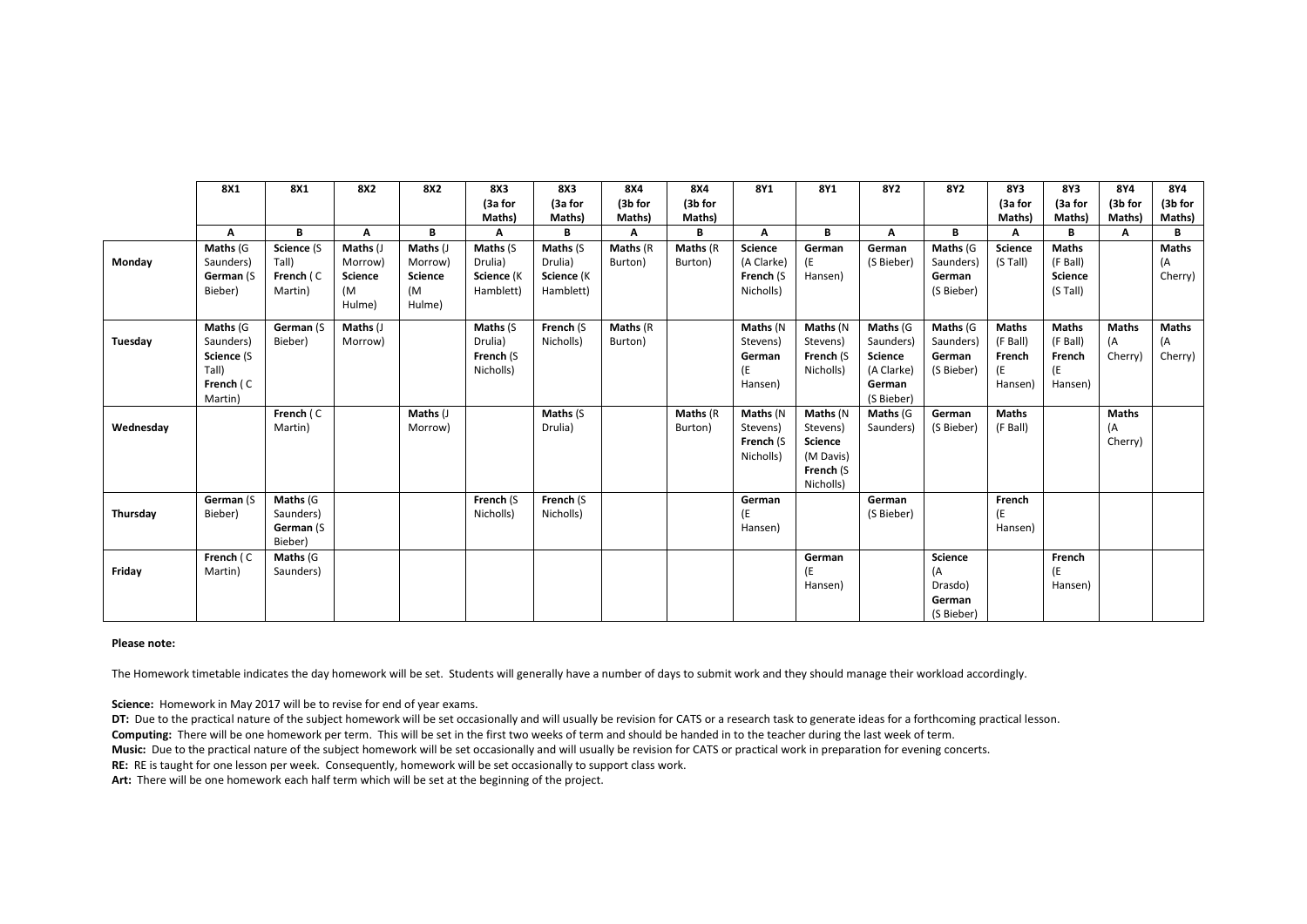| | 8X1 | 8X1 | 8X2 | 8X2 | 8X3 (3a for Maths) | 8X3 (3a for Maths) | 8X4 (3b for Maths) | 8X4 (3b for Maths) | 8Y1 | 8Y1 | 8Y2 | 8Y2 | 8Y3 (3a for Maths) | 8Y3 (3a for Maths) | 8Y4 (3b for Maths) | 8Y4 (3b for Maths) |
|---|---|---|---|---|---|---|---|---|---|---|---|---|---|---|---|---|
| | A | B | A | B | A | B | A | B | A | B | A | B | A | B | A | B |
| **Monday** | **Maths** (G Saunders) **German** (S Bieber) | **Science** (S Tall) **French** ( C Martin) | **Maths** (J Morrow) **Science** (M Hulme) | **Maths** (J Morrow) **Science** (M Hulme) | **Maths** (S Drulia) **Science** (K Hamblett) | **Maths** (S Drulia) **Science** (K Hamblett) | **Maths** (R Burton) | **Maths** (R Burton) | **Science** (A Clarke) **French** (S Nicholls) | **German** (E Hansen) | **German** (S Bieber) | **Maths** (G Saunders) **German** (S Bieber) | **Science** (S Tall) | **Maths** (F Ball) **Science** (S Tall) | | **Maths** (A Cherry) |
| **Tuesday** | **Maths** (G Saunders) **Science** (S Tall) **French** ( C Martin) | **German** (S Bieber) | **Maths** (J Morrow) | | **Maths** (S Drulia) **French** (S Nicholls) | **French** (S Nicholls) | **Maths** (R Burton) | | **Maths** (N Stevens) **German** (E Hansen) | **Maths** (N Stevens) **French** (S Nicholls) | **Maths** (G Saunders) **Science** (A Clarke) **German** (S Bieber) | **Maths** (G Saunders) **German** (S Bieber) | **Maths** (F Ball) **French** (E Hansen) | **Maths** (F Ball) **French** (E Hansen) | **Maths** (A Cherry) | **Maths** (A Cherry) |
| **Wednesday** | | **French** ( C Martin) | | **Maths** (J Morrow) | | **Maths** (S Drulia) | | **Maths** (R Burton) | **Maths** (N Stevens) **French** (S Nicholls) | **Maths** (N Stevens) **Science** (M Davis) **French** (S Nicholls) | **Maths** (G Saunders) | **German** (S Bieber) | **Maths** (F Ball) | | **Maths** (A Cherry) | |
| **Thursday** | **German** (S Bieber) | **Maths** (G Saunders) **German** (S Bieber) | | | **French** (S Nicholls) | **French** (S Nicholls) | | | **German** (E Hansen) | | **German** (S Bieber) | | **French** (E Hansen) | | | |
| **Friday** | **French** ( C Martin) | **Maths** (G Saunders) | | | | | | | | **German** (E Hansen) | | **Science** (A Drasdo) **German** (S Bieber) | | **French** (E Hansen) | | |

**Please note:**

The Homework timetable indicates the day homework will be set. Students will generally have a number of days to submit work and they should manage their workload accordingly.

**Science:** Homework in May 2017 will be to revise for end of year exams.

**DT:** Due to the practical nature of the subject homework will be set occasionally and will usually be revision for CATS or a research task to generate ideas for a forthcoming practical lesson.

**Computing:** There will be one homework per term. This will be set in the first two weeks of term and should be handed in to the teacher during the last week of term.

**Music:** Due to the practical nature of the subject homework will be set occasionally and will usually be revision for CATS or practical work in preparation for evening concerts.

**RE:** RE is taught for one lesson per week. Consequently, homework will be set occasionally to support class work.

**Art:** There will be one homework each half term which will be set at the beginning of the project.